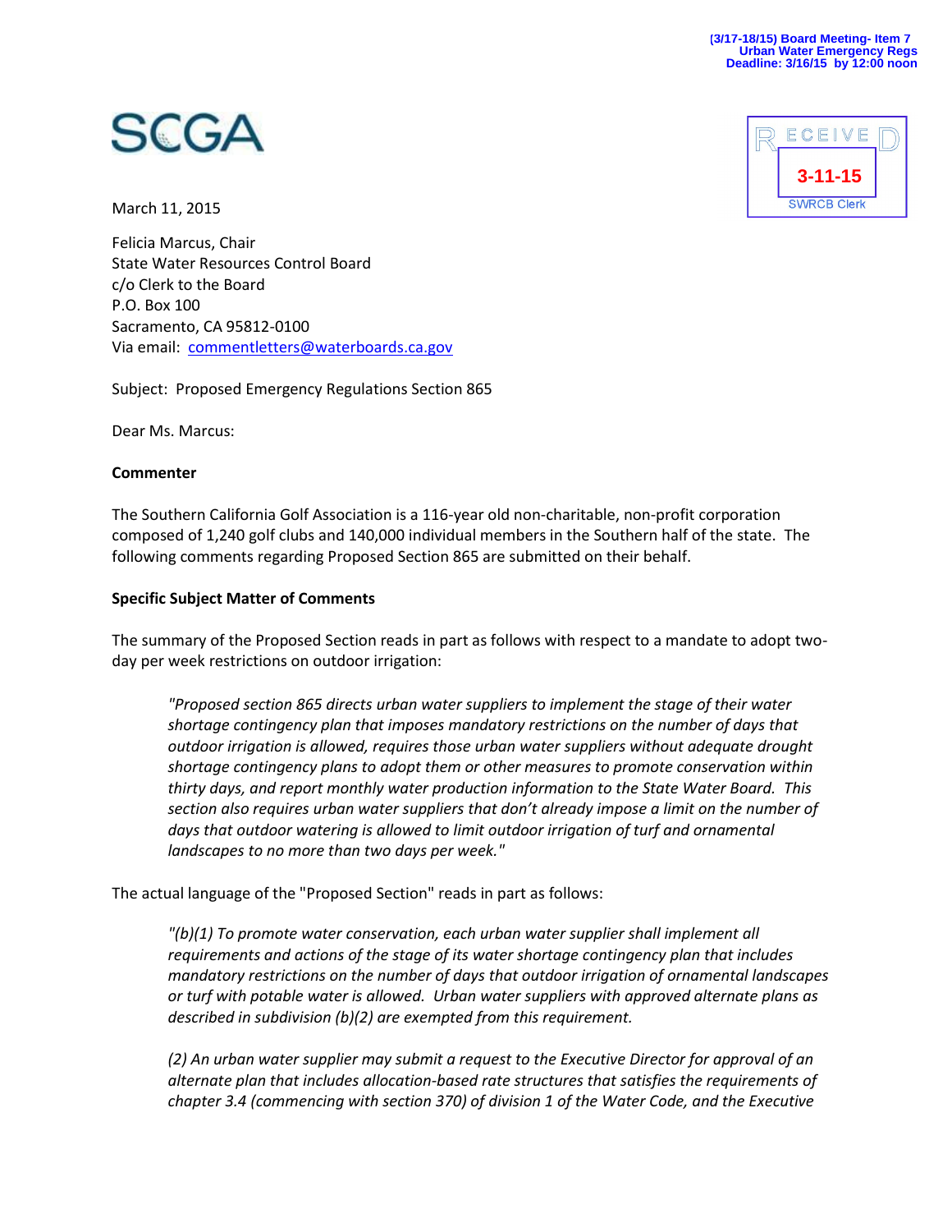(3/17-18/15) Board Meeting- Item 7
Urban Water Emergency Regs
Deadline: 3/16/15 by 12:00 noon

SCGA

RECEIVED
3-11-15
SWRCB Clerk

March 11, 2015

Felicia Marcus, Chair
State Water Resources Control Board
c/o Clerk to the Board
P.O. Box 100
Sacramento, CA 95812-0100
Via email: commentletters@waterboards.ca.gov

Subject: Proposed Emergency Regulations Section 865

Dear Ms. Marcus:

**Commenter**

The Southern California Golf Association is a 116-year old non-charitable, non-profit corporation composed of 1,240 golf clubs and 140,000 individual members in the Southern half of the state. The following comments regarding Proposed Section 865 are submitted on their behalf.

**Specific Subject Matter of Comments**

The summary of the Proposed Section reads in part as follows with respect to a mandate to adopt two-day per week restrictions on outdoor irrigation:

> *"Proposed section 865 directs urban water suppliers to implement the stage of their water shortage contingency plan that imposes mandatory restrictions on the number of days that outdoor irrigation is allowed, requires those urban water suppliers without adequate drought shortage contingency plans to adopt them or other measures to promote conservation within thirty days, and report monthly water production information to the State Water Board. This section also requires urban water suppliers that don't already impose a limit on the number of days that outdoor watering is allowed to limit outdoor irrigation of turf and ornamental landscapes to no more than two days per week."*

The actual language of the "Proposed Section" reads in part as follows:

> *"(b)(1) To promote water conservation, each urban water supplier shall implement all requirements and actions of the stage of its water shortage contingency plan that includes mandatory restrictions on the number of days that outdoor irrigation of ornamental landscapes or turf with potable water is allowed. Urban water suppliers with approved alternate plans as described in subdivision (b)(2) are exempted from this requirement.*
>
> *(2) An urban water supplier may submit a request to the Executive Director for approval of an alternate plan that includes allocation-based rate structures that satisfies the requirements of chapter 3.4 (commencing with section 370) of division 1 of the Water Code, and the Executive*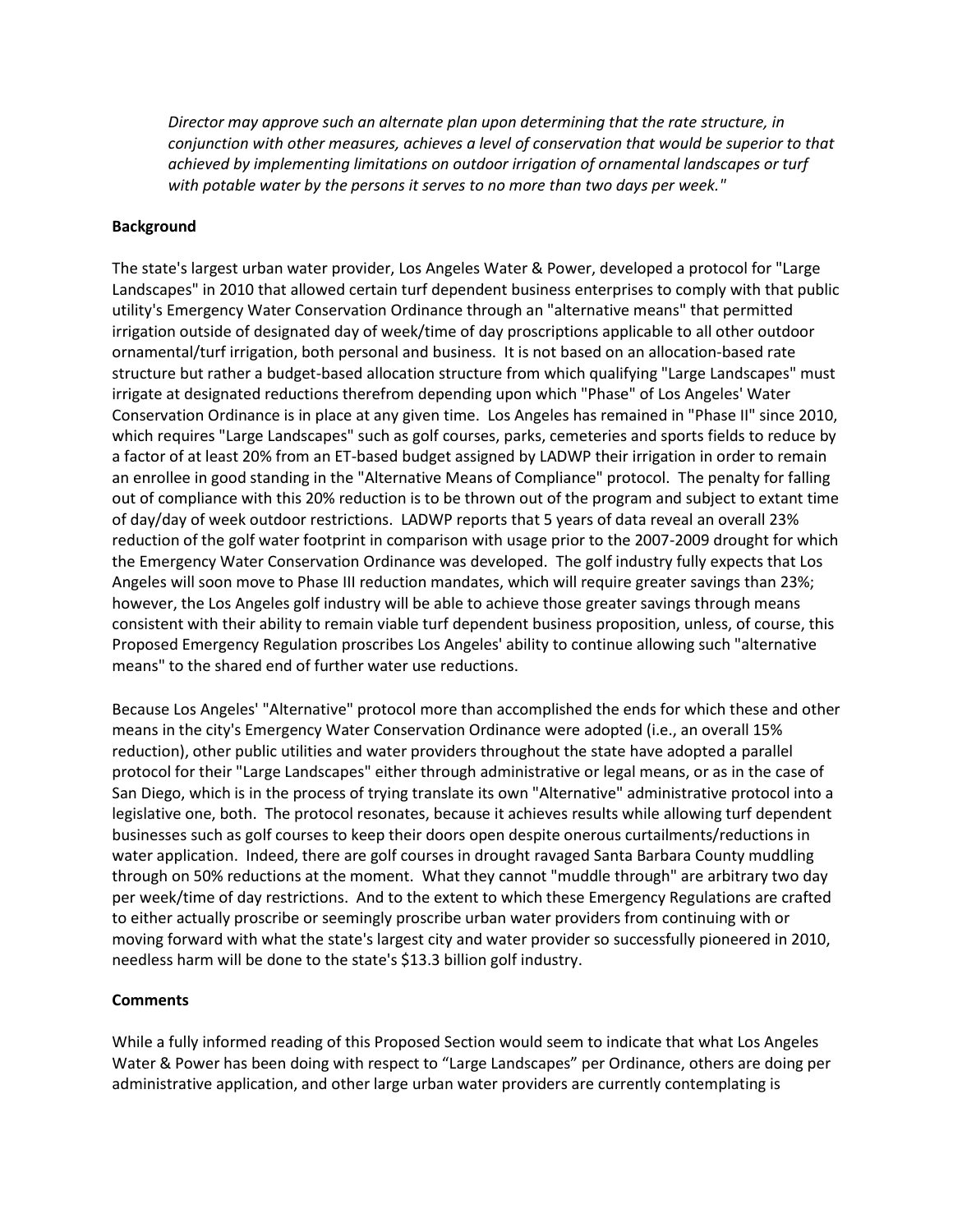*Director may approve such an alternate plan upon determining that the rate structure, in conjunction with other measures, achieves a level of conservation that would be superior to that achieved by implementing limitations on outdoor irrigation of ornamental landscapes or turf with potable water by the persons it serves to no more than two days per week."*

**Background**

The state's largest urban water provider, Los Angeles Water & Power, developed a protocol for "Large Landscapes" in 2010 that allowed certain turf dependent business enterprises to comply with that public utility's Emergency Water Conservation Ordinance through an "alternative means" that permitted irrigation outside of designated day of week/time of day proscriptions applicable to all other outdoor ornamental/turf irrigation, both personal and business. It is not based on an allocation-based rate structure but rather a budget-based allocation structure from which qualifying "Large Landscapes" must irrigate at designated reductions therefrom depending upon which "Phase" of Los Angeles' Water Conservation Ordinance is in place at any given time. Los Angeles has remained in "Phase II" since 2010, which requires "Large Landscapes" such as golf courses, parks, cemeteries and sports fields to reduce by a factor of at least 20% from an ET-based budget assigned by LADWP their irrigation in order to remain an enrollee in good standing in the "Alternative Means of Compliance" protocol. The penalty for falling out of compliance with this 20% reduction is to be thrown out of the program and subject to extant time of day/day of week outdoor restrictions. LADWP reports that 5 years of data reveal an overall 23% reduction of the golf water footprint in comparison with usage prior to the 2007-2009 drought for which the Emergency Water Conservation Ordinance was developed. The golf industry fully expects that Los Angeles will soon move to Phase III reduction mandates, which will require greater savings than 23%; however, the Los Angeles golf industry will be able to achieve those greater savings through means consistent with their ability to remain viable turf dependent business proposition, unless, of course, this Proposed Emergency Regulation proscribes Los Angeles' ability to continue allowing such "alternative means" to the shared end of further water use reductions.

Because Los Angeles' "Alternative" protocol more than accomplished the ends for which these and other means in the city's Emergency Water Conservation Ordinance were adopted (i.e., an overall 15% reduction), other public utilities and water providers throughout the state have adopted a parallel protocol for their "Large Landscapes" either through administrative or legal means, or as in the case of San Diego, which is in the process of trying translate its own "Alternative" administrative protocol into a legislative one, both. The protocol resonates, because it achieves results while allowing turf dependent businesses such as golf courses to keep their doors open despite onerous curtailments/reductions in water application. Indeed, there are golf courses in drought ravaged Santa Barbara County muddling through on 50% reductions at the moment. What they cannot "muddle through" are arbitrary two day per week/time of day restrictions. And to the extent to which these Emergency Regulations are crafted to either actually proscribe or seemingly proscribe urban water providers from continuing with or moving forward with what the state's largest city and water provider so successfully pioneered in 2010, needless harm will be done to the state's $13.3 billion golf industry.

**Comments**

While a fully informed reading of this Proposed Section would seem to indicate that what Los Angeles Water & Power has been doing with respect to "Large Landscapes" per Ordinance, others are doing per administrative application, and other large urban water providers are currently contemplating is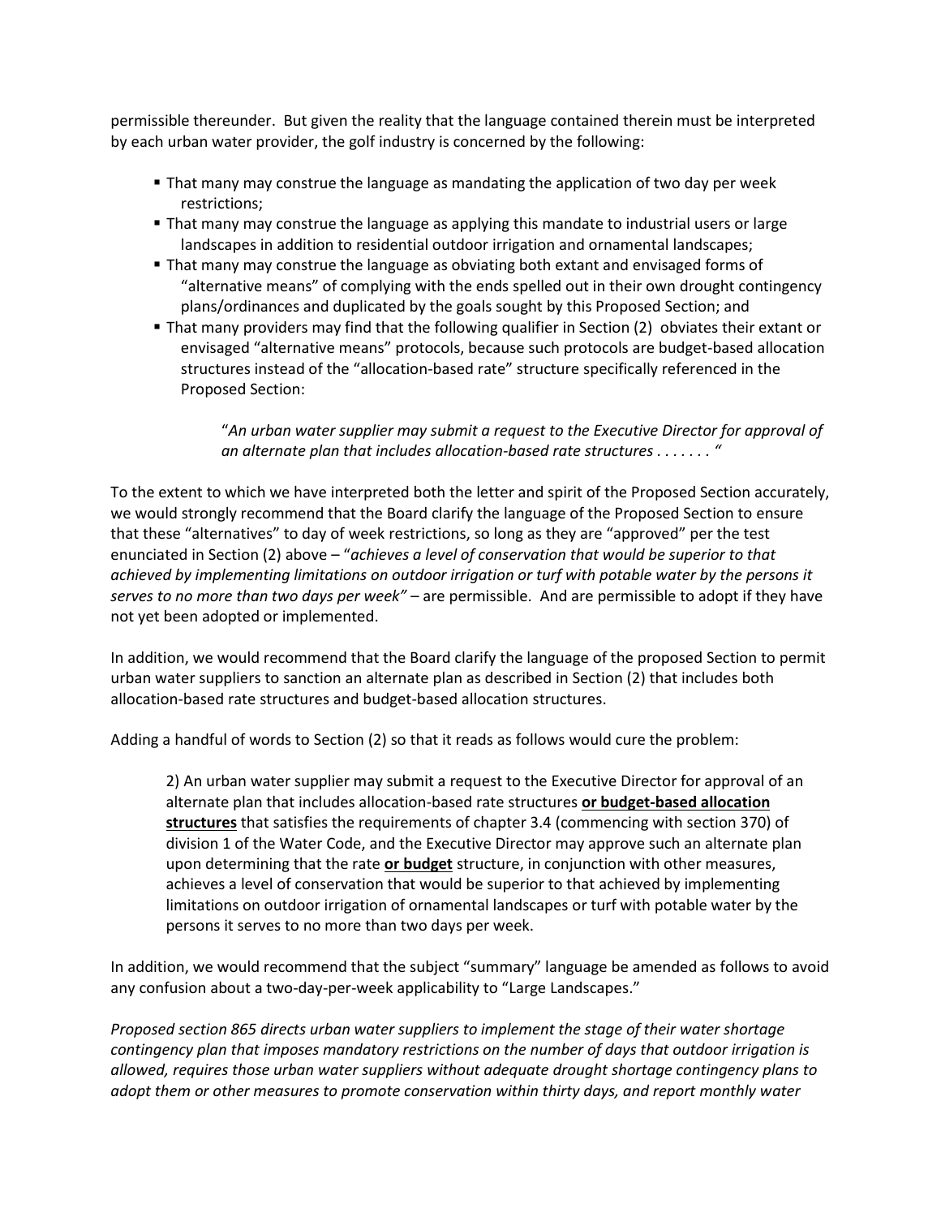permissible thereunder. But given the reality that the language contained therein must be interpreted by each urban water provider, the golf industry is concerned by the following:

- That many may construe the language as mandating the application of two day per week restrictions;
- That many may construe the language as applying this mandate to industrial users or large landscapes in addition to residential outdoor irrigation and ornamental landscapes;
- That many may construe the language as obviating both extant and envisaged forms of "alternative means" of complying with the ends spelled out in their own drought contingency plans/ordinances and duplicated by the goals sought by this Proposed Section; and
- That many providers may find that the following qualifier in Section (2) obviates their extant or envisaged "alternative means" protocols, because such protocols are budget-based allocation structures instead of the "allocation-based rate" structure specifically referenced in the Proposed Section:

> "*An urban water supplier may submit a request to the Executive Director for approval of an alternate plan that includes allocation-based rate structures . . . . . . . "*

To the extent to which we have interpreted both the letter and spirit of the Proposed Section accurately, we would strongly recommend that the Board clarify the language of the Proposed Section to ensure that these "alternatives" to day of week restrictions, so long as they are "approved" per the test enunciated in Section (2) above – "*achieves a level of conservation that would be superior to that achieved by implementing limitations on outdoor irrigation or turf with potable water by the persons it serves to no more than two days per week"* – are permissible. And are permissible to adopt if they have not yet been adopted or implemented.

In addition, we would recommend that the Board clarify the language of the proposed Section to permit urban water suppliers to sanction an alternate plan as described in Section (2) that includes both allocation-based rate structures and budget-based allocation structures.

Adding a handful of words to Section (2) so that it reads as follows would cure the problem:

> 2) An urban water supplier may submit a request to the Executive Director for approval of an alternate plan that includes allocation-based rate structures **or budget-based allocation structures** that satisfies the requirements of chapter 3.4 (commencing with section 370) of division 1 of the Water Code, and the Executive Director may approve such an alternate plan upon determining that the rate **or budget** structure, in conjunction with other measures, achieves a level of conservation that would be superior to that achieved by implementing limitations on outdoor irrigation of ornamental landscapes or turf with potable water by the persons it serves to no more than two days per week.

In addition, we would recommend that the subject "summary" language be amended as follows to avoid any confusion about a two-day-per-week applicability to "Large Landscapes."

*Proposed section 865 directs urban water suppliers to implement the stage of their water shortage contingency plan that imposes mandatory restrictions on the number of days that outdoor irrigation is allowed, requires those urban water suppliers without adequate drought shortage contingency plans to adopt them or other measures to promote conservation within thirty days, and report monthly water*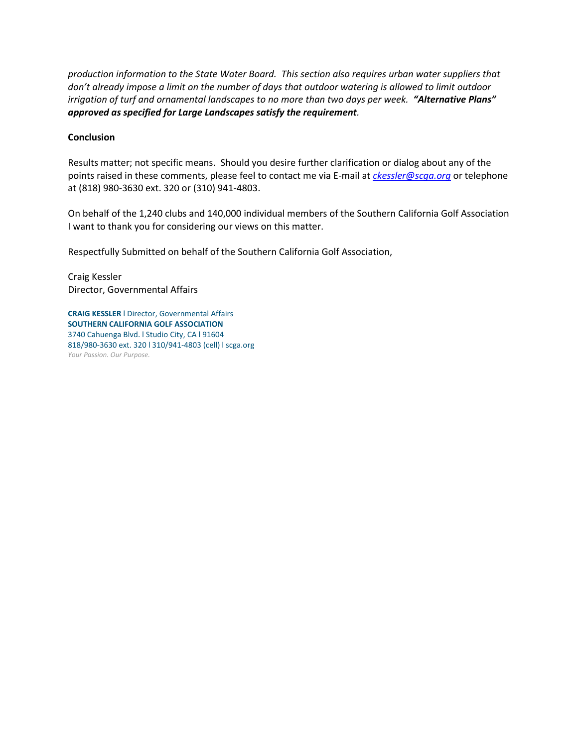*production information to the State Water Board. This section also requires urban water suppliers that don't already impose a limit on the number of days that outdoor watering is allowed to limit outdoor irrigation of turf and ornamental landscapes to no more than two days per week.* ***"Alternative Plans" approved as specified for Large Landscapes satisfy the requirement****.*

**Conclusion**

Results matter; not specific means. Should you desire further clarification or dialog about any of the points raised in these comments, please feel to contact me via E-mail at *ckessler@scga.org* or telephone at (818) 980-3630 ext. 320 or (310) 941-4803.

On behalf of the 1,240 clubs and 140,000 individual members of the Southern California Golf Association I want to thank you for considering our views on this matter.

Respectfully Submitted on behalf of the Southern California Golf Association,

Craig Kessler
Director, Governmental Affairs

**CRAIG KESSLER** l Director, Governmental Affairs
**SOUTHERN CALIFORNIA GOLF ASSOCIATION**
3740 Cahuenga Blvd. l Studio City, CA l 91604
818/980-3630 ext. 320 l 310/941-4803 (cell) l scga.org
*Your Passion. Our Purpose.*